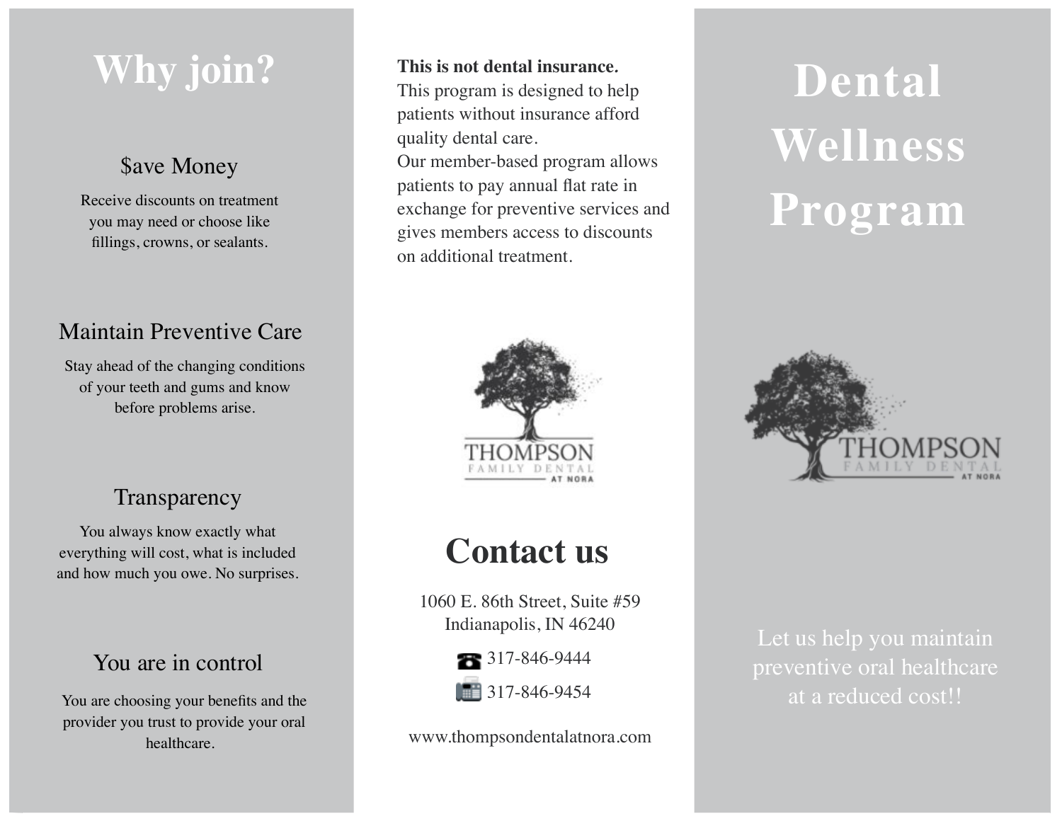# Dental Wellness Program

THOMPSON FAMILY DENTAL AT NORA

Let us help you maintain preventive oral healthcare at a reduced cost!!

# Why join?

## $ave Money

Receive discounts on treatment you may need or choose like fillings, crowns, or sealants.

## Maintain Preventive Care

Stay ahead of the changing conditions of your teeth and gums and know before problems arise.

## Transparency

You always know exactly what everything will cost, what is included and how much you owe. No surprises.

## You are in control

You are choosing your benefits and the provider you trust to provide your oral healthcare.

**This is not dental insurance.**
This program is designed to help patients without insurance afford quality dental care.
Our member-based program allows patients to pay annual flat rate in exchange for preventive services and gives members access to discounts on additional treatment.

THOMPSON FAMILY DENTAL AT NORA

# Contact us

1060 E. 86th Street, Suite #59
Indianapolis, IN 46240

☎ 317-846-9444

📠 317-846-9454

www.thompsondentalatnora.com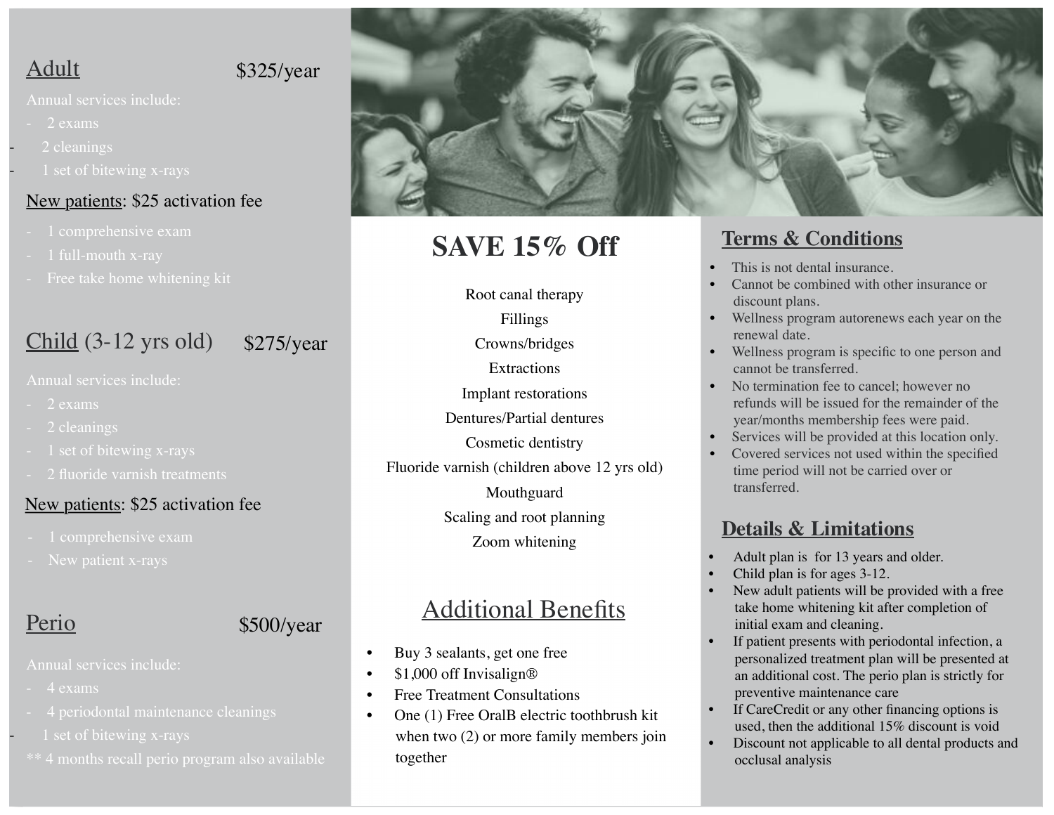## Adult $325/year

Annual services include:

- 2 exams
- 2 cleanings
- 1 set of bitewing x-rays

New patients: $25 activation fee

- 1 comprehensive exam
- 1 full-mouth x-ray
- Free take home whitening kit

## Child (3-12 yrs old) $275/year

Annual services include:

- 2 exams
- 2 cleanings
- 1 set of bitewing x-rays
- 2 fluoride varnish treatments

New patients: $25 activation fee

- 1 comprehensive exam
- New patient x-rays

## Perio $500/year

Annual services include:

- 4 exams
- 4 periodontal maintenance cleanings
- 1 set of bitewing x-rays

** 4 months recall perio program also available

## SAVE 15% Off

Root canal therapy

Fillings

Crowns/bridges

Extractions

Implant restorations

Dentures/Partial dentures

Cosmetic dentistry

Fluoride varnish (children above 12 yrs old)

Mouthguard

Scaling and root planning

Zoom whitening

## Additional Benefits

- Buy 3 sealants, get one free
- $1,000 off Invisalign®
- Free Treatment Consultations
- One (1) Free OralB electric toothbrush kit when two (2) or more family members join together

## Terms & Conditions

- This is not dental insurance.
- Cannot be combined with other insurance or discount plans.
- Wellness program autorenews each year on the renewal date.
- Wellness program is specific to one person and cannot be transferred.
- No termination fee to cancel; however no refunds will be issued for the remainder of the year/months membership fees were paid.
- Services will be provided at this location only.
- Covered services not used within the specified time period will not be carried over or transferred.

## Details & Limitations

- Adult plan is for 13 years and older.
- Child plan is for ages 3-12.
- New adult patients will be provided with a free take home whitening kit after completion of initial exam and cleaning.
- If patient presents with periodontal infection, a personalized treatment plan will be presented at an additional cost. The perio plan is strictly for preventive maintenance care
- If CareCredit or any other financing options is used, then the additional 15% discount is void
- Discount not applicable to all dental products and occlusal analysis